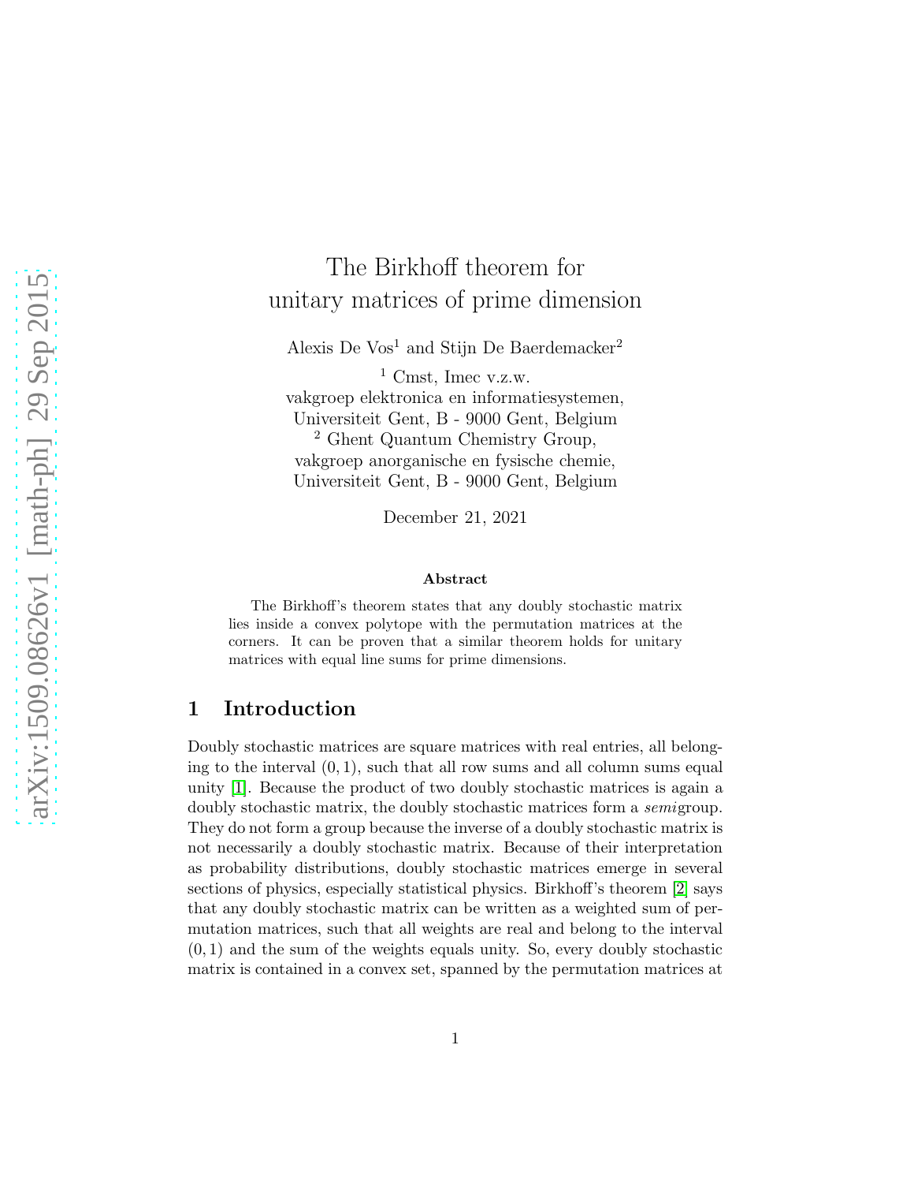# The Birkhoff theorem for unitary matrices of prime dimension

Alexis De Vos[1] and Stijn De Baerdemacker[2]

[1] Cmst, Imec v.z.w.
vakgroep elektronica en informatiesystemen,
Universiteit Gent, B - 9000 Gent, Belgium

[2] Ghent Quantum Chemistry Group,
vakgroep anorganische en fysische chemie,
Universiteit Gent, B - 9000 Gent, Belgium

December 21, 2021

### Abstract

The Birkhoff's theorem states that any doubly stochastic matrix lies inside a convex polytope with the permutation matrices at the corners. It can be proven that a similar theorem holds for unitary matrices with equal line sums for prime dimensions.

## 1 Introduction

Doubly stochastic matrices are square matrices with real entries, all belonging to the interval $(0, 1)$, such that all row sums and all column sums equal unity [1]. Because the product of two doubly stochastic matrices is again a doubly stochastic matrix, the doubly stochastic matrices form a *semi*group. They do not form a group because the inverse of a doubly stochastic matrix is not necessarily a doubly stochastic matrix. Because of their interpretation as probability distributions, doubly stochastic matrices emerge in several sections of physics, especially statistical physics. Birkhoff's theorem [2] says that any doubly stochastic matrix can be written as a weighted sum of permutation matrices, such that all weights are real and belong to the interval $(0, 1)$ and the sum of the weights equals unity. So, every doubly stochastic matrix is contained in a convex set, spanned by the permutation matrices at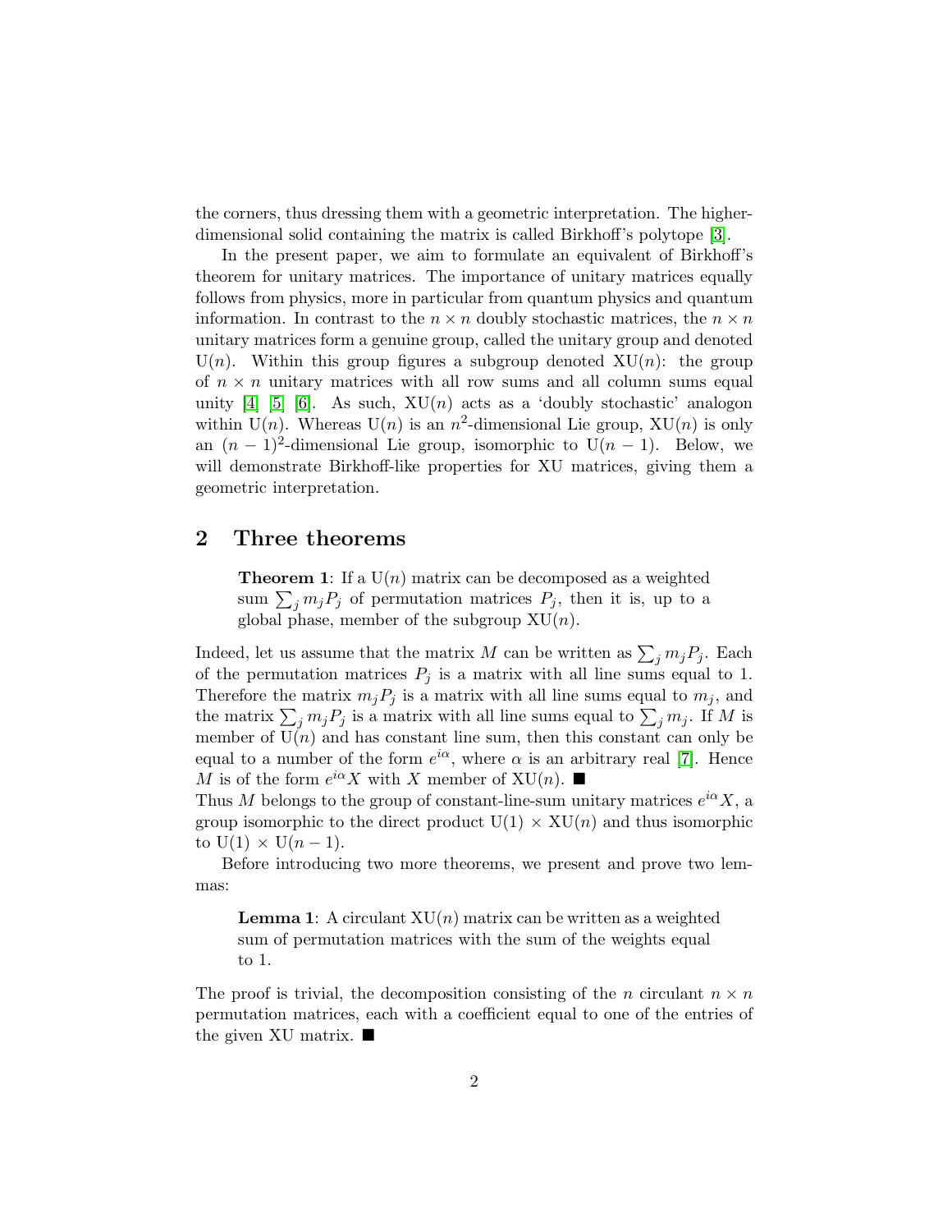the corners, thus dressing them with a geometric interpretation. The higher-dimensional solid containing the matrix is called Birkhoff's polytope [3].

In the present paper, we aim to formulate an equivalent of Birkhoff's theorem for unitary matrices. The importance of unitary matrices equally follows from physics, more in particular from quantum physics and quantum information. In contrast to the $n \times n$ doubly stochastic matrices, the $n \times n$ unitary matrices form a genuine group, called the unitary group and denoted $\mathrm{U}(n)$. Within this group figures a subgroup denoted $\mathrm{XU}(n)$: the group of $n \times n$ unitary matrices with all row sums and all column sums equal unity [4] [5] [6]. As such, $\mathrm{XU}(n)$ acts as a 'doubly stochastic' analogon within $\mathrm{U}(n)$. Whereas $\mathrm{U}(n)$ is an $n^2$-dimensional Lie group, $\mathrm{XU}(n)$ is only an $(n-1)^2$-dimensional Lie group, isomorphic to $\mathrm{U}(n-1)$. Below, we will demonstrate Birkhoff-like properties for XU matrices, giving them a geometric interpretation.

## 2 Three theorems

> **Theorem 1**: If a $\mathrm{U}(n)$ matrix can be decomposed as a weighted sum $\sum_j m_j P_j$ of permutation matrices $P_j$, then it is, up to a global phase, member of the subgroup $\mathrm{XU}(n)$.

Indeed, let us assume that the matrix $M$ can be written as $\sum_j m_j P_j$. Each of the permutation matrices $P_j$ is a matrix with all line sums equal to 1. Therefore the matrix $m_j P_j$ is a matrix with all line sums equal to $m_j$, and the matrix $\sum_j m_j P_j$ is a matrix with all line sums equal to $\sum_j m_j$. If $M$ is member of $\mathrm{U}(n)$ and has constant line sum, then this constant can only be equal to a number of the form $e^{i\alpha}$, where $\alpha$ is an arbitrary real [7]. Hence $M$ is of the form $e^{i\alpha}X$ with $X$ member of $\mathrm{XU}(n)$. ■

Thus $M$ belongs to the group of constant-line-sum unitary matrices $e^{i\alpha}X$, a group isomorphic to the direct product $\mathrm{U}(1) \times \mathrm{XU}(n)$ and thus isomorphic to $\mathrm{U}(1) \times \mathrm{U}(n-1)$.

Before introducing two more theorems, we present and prove two lemmas:

> **Lemma 1**: A circulant $\mathrm{XU}(n)$ matrix can be written as a weighted sum of permutation matrices with the sum of the weights equal to 1.

The proof is trivial, the decomposition consisting of the $n$ circulant $n \times n$ permutation matrices, each with a coefficient equal to one of the entries of the given XU matrix. ■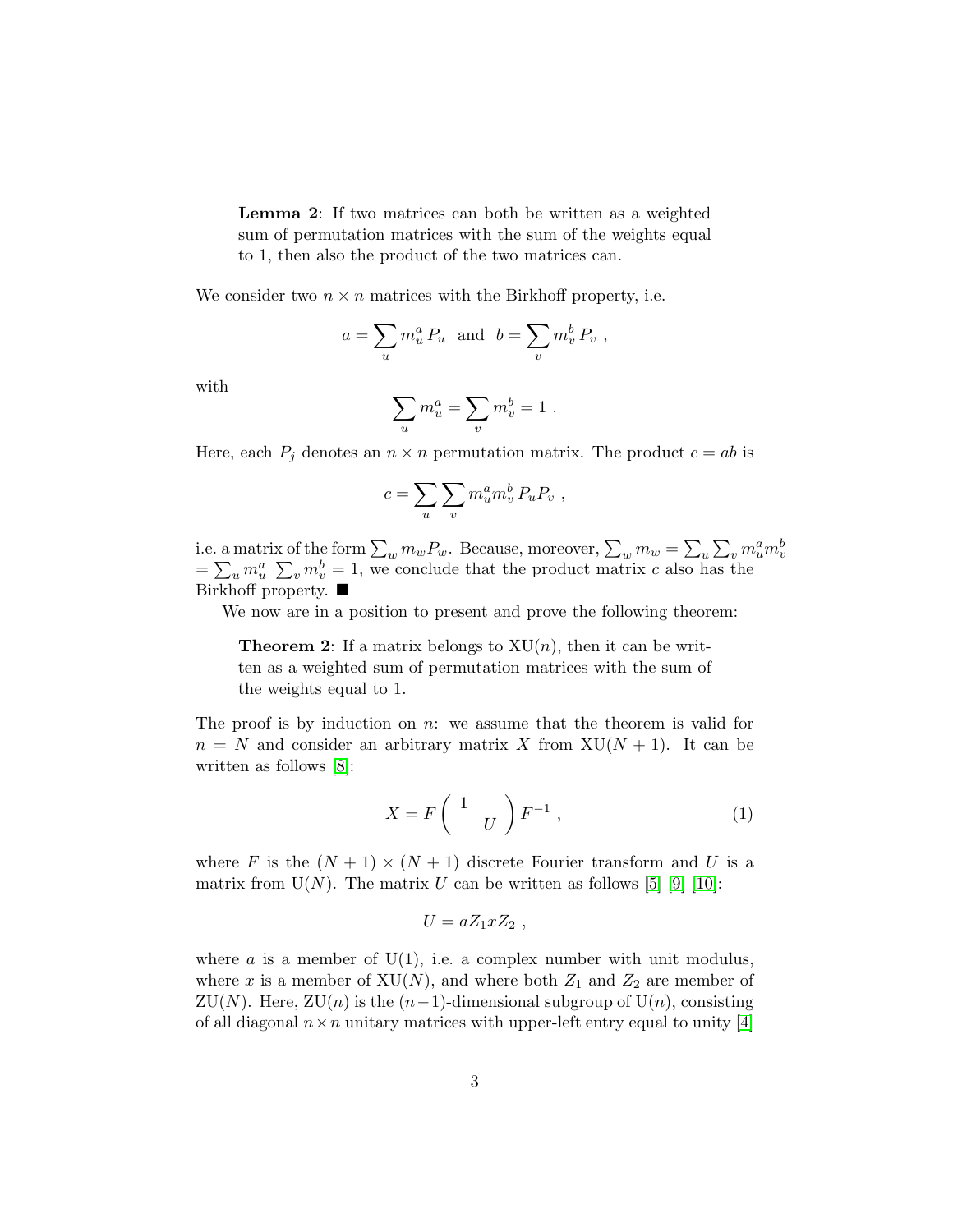**Lemma 2**: If two matrices can both be written as a weighted sum of permutation matrices with the sum of the weights equal to 1, then also the product of the two matrices can.

We consider two $n \times n$ matrices with the Birkhoff property, i.e.

$$a = \sum_u m_u^a \, P_u \;\; \text{and} \;\; b = \sum_v m_v^b \, P_v \ ,$$

with

$$\sum_u m_u^a = \sum_v m_v^b = 1 \ .$$

Here, each $P_j$ denotes an $n \times n$ permutation matrix. The product $c = ab$ is

$$c = \sum_u \sum_v m_u^a m_v^b \, P_u P_v \ ,$$

i.e. a matrix of the form $\sum_w m_w P_w$. Because, moreover, $\sum_w m_w = \sum_u \sum_v m_u^a m_v^b = \sum_u m_u^a \ \sum_v m_v^b = 1$, we conclude that the product matrix $c$ also has the Birkhoff property. ∎

We now are in a position to present and prove the following theorem:

**Theorem 2**: If a matrix belongs to XU($n$), then it can be written as a weighted sum of permutation matrices with the sum of the weights equal to 1.

The proof is by induction on $n$: we assume that the theorem is valid for $n = N$ and consider an arbitrary matrix $X$ from XU($N+1$). It can be written as follows [8]:

$$X = F \begin{pmatrix} 1 & \\ & U \end{pmatrix} F^{-1} \ , \tag{1}$$

where $F$ is the $(N+1) \times (N+1)$ discrete Fourier transform and $U$ is a matrix from U($N$). The matrix $U$ can be written as follows [5] [9] [10]:

$$U = a Z_1 x Z_2 \ ,$$

where $a$ is a member of U(1), i.e. a complex number with unit modulus, where $x$ is a member of XU($N$), and where both $Z_1$ and $Z_2$ are member of ZU($N$). Here, ZU($n$) is the $(n-1)$-dimensional subgroup of U($n$), consisting of all diagonal $n \times n$ unitary matrices with upper-left entry equal to unity [4]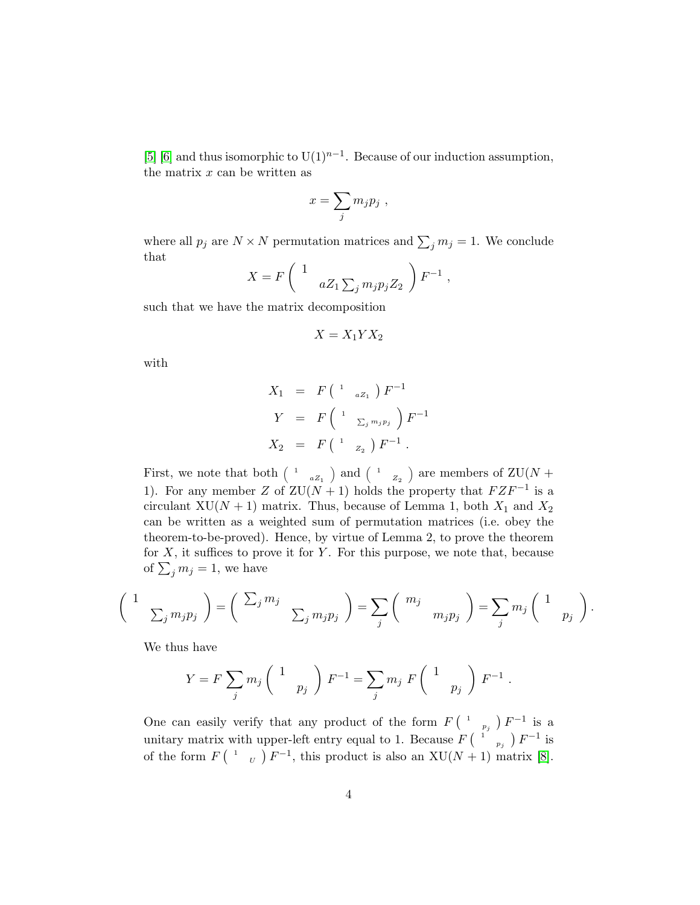[5] [6] and thus isomorphic to $\mathrm{U}(1)^{n-1}$. Because of our induction assumption, the matrix $x$ can be written as

$$x = \sum_j m_j p_j \ ,$$

where all $p_j$ are $N \times N$ permutation matrices and $\sum_j m_j = 1$. We conclude that

$$X = F \begin{pmatrix} 1 & \\ & aZ_1 \sum_j m_j p_j Z_2 \end{pmatrix} F^{-1} \ ,$$

such that we have the matrix decomposition

$$X = X_1 Y X_2$$

with

$$\begin{aligned} X_1 &= F \begin{pmatrix} 1 & \\ & aZ_1 \end{pmatrix} F^{-1} \\ Y &= F \begin{pmatrix} 1 & \\ & \sum_j m_j p_j \end{pmatrix} F^{-1} \\ X_2 &= F \begin{pmatrix} 1 & \\ & Z_2 \end{pmatrix} F^{-1} \ . \end{aligned}$$

First, we note that both $\begin{pmatrix} 1 & \\ & aZ_1 \end{pmatrix}$ and $\begin{pmatrix} 1 & \\ & Z_2 \end{pmatrix}$ are members of $\mathrm{ZU}(N+1)$. For any member $Z$ of $\mathrm{ZU}(N+1)$ holds the property that $FZF^{-1}$ is a circulant $\mathrm{XU}(N+1)$ matrix. Thus, because of Lemma 1, both $X_1$ and $X_2$ can be written as a weighted sum of permutation matrices (i.e. obey the theorem-to-be-proved). Hence, by virtue of Lemma 2, to prove the theorem for $X$, it suffices to prove it for $Y$. For this purpose, we note that, because of $\sum_j m_j = 1$, we have

$$\begin{pmatrix} 1 & \\ & \sum_j m_j p_j \end{pmatrix} = \begin{pmatrix} \sum_j m_j & \\ & \sum_j m_j p_j \end{pmatrix} = \sum_j \begin{pmatrix} m_j & \\ & m_j p_j \end{pmatrix} = \sum_j m_j \begin{pmatrix} 1 & \\ & p_j \end{pmatrix} .$$

We thus have

$$Y = F \sum_j m_j \begin{pmatrix} 1 & \\ & p_j \end{pmatrix} F^{-1} = \sum_j m_j \ F \begin{pmatrix} 1 & \\ & p_j \end{pmatrix} F^{-1} \ .$$

One can easily verify that any product of the form $F \begin{pmatrix} 1 & \\ & p_j \end{pmatrix} F^{-1}$ is a unitary matrix with upper-left entry equal to 1. Because $F \begin{pmatrix} 1 & \\ & p_j \end{pmatrix} F^{-1}$ is of the form $F \begin{pmatrix} 1 & \\ & U \end{pmatrix} F^{-1}$, this product is also an $\mathrm{XU}(N+1)$ matrix [8].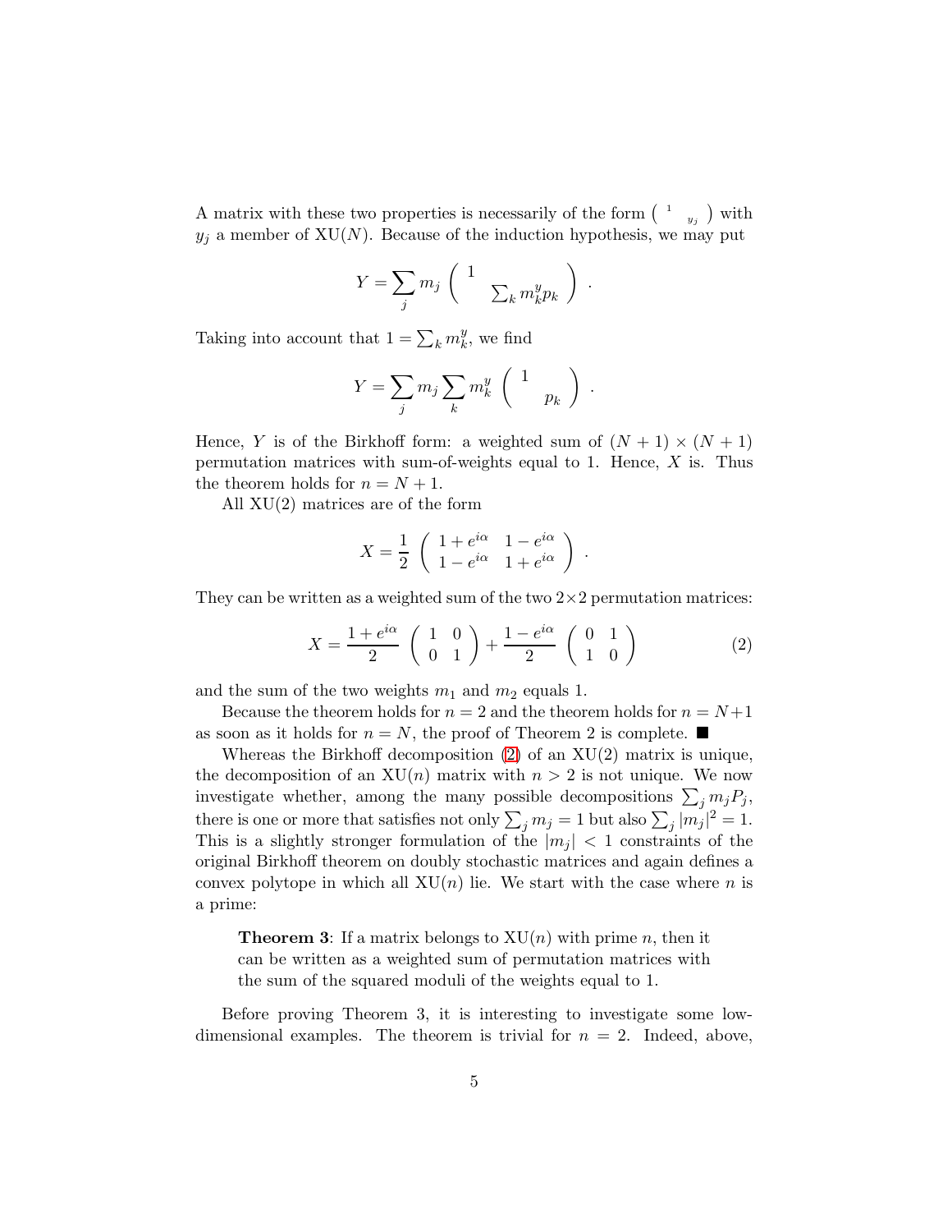A matrix with these two properties is necessarily of the form $\left(\begin{smallmatrix} 1 & \\ & y_j \end{smallmatrix}\right)$ with $y_j$ a member of XU($N$). Because of the induction hypothesis, we may put

$$Y = \sum_j m_j \left( \begin{array}{cc} 1 & \\ & \sum_k m_k^y p_k \end{array} \right) \ .$$

Taking into account that $1 = \sum_k m_k^y$, we find

$$Y = \sum_j m_j \sum_k m_k^y \left( \begin{array}{cc} 1 & \\ & p_k \end{array} \right) \ .$$

Hence, $Y$ is of the Birkhoff form: a weighted sum of $(N+1) \times (N+1)$ permutation matrices with sum-of-weights equal to 1. Hence, $X$ is. Thus the theorem holds for $n = N + 1$.

All XU(2) matrices are of the form

$$X = \frac{1}{2} \left( \begin{array}{cc} 1 + e^{i\alpha} & 1 - e^{i\alpha} \\ 1 - e^{i\alpha} & 1 + e^{i\alpha} \end{array} \right) \ .$$

They can be written as a weighted sum of the two $2 \times 2$ permutation matrices:

$$X = \frac{1 + e^{i\alpha}}{2} \left( \begin{array}{cc} 1 & 0 \\ 0 & 1 \end{array} \right) + \frac{1 - e^{i\alpha}}{2} \left( \begin{array}{cc} 0 & 1 \\ 1 & 0 \end{array} \right) \tag{2}$$

and the sum of the two weights $m_1$ and $m_2$ equals 1.

Because the theorem holds for $n = 2$ and the theorem holds for $n = N+1$ as soon as it holds for $n = N$, the proof of Theorem 2 is complete. ■

Whereas the Birkhoff decomposition (2) of an XU(2) matrix is unique, the decomposition of an XU($n$) matrix with $n > 2$ is not unique. We now investigate whether, among the many possible decompositions $\sum_j m_j P_j$, there is one or more that satisfies not only $\sum_j m_j = 1$ but also $\sum_j |m_j|^2 = 1$. This is a slightly stronger formulation of the $|m_j| < 1$ constraints of the original Birkhoff theorem on doubly stochastic matrices and again defines a convex polytope in which all XU($n$) lie. We start with the case where $n$ is a prime:

> **Theorem 3**: If a matrix belongs to XU($n$) with prime $n$, then it can be written as a weighted sum of permutation matrices with the sum of the squared moduli of the weights equal to 1.

Before proving Theorem 3, it is interesting to investigate some low-dimensional examples. The theorem is trivial for $n = 2$. Indeed, above,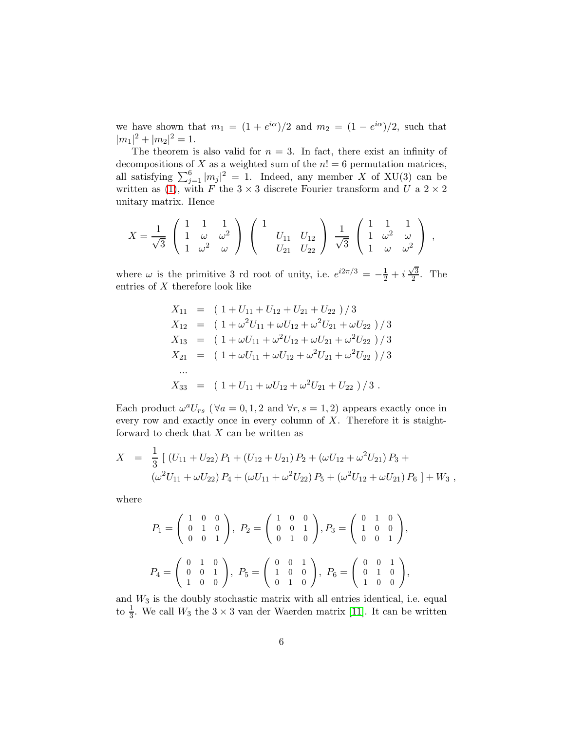we have shown that $m_1 = (1 + e^{i\alpha})/2$ and $m_2 = (1 - e^{i\alpha})/2$, such that $|m_1|^2 + |m_2|^2 = 1$.

The theorem is also valid for $n = 3$. In fact, there exist an infinity of decompositions of $X$ as a weighted sum of the $n! = 6$ permutation matrices, all satisfying $\sum_{j=1}^{6} |m_j|^2 = 1$. Indeed, any member $X$ of XU(3) can be written as (1), with $F$ the $3 \times 3$ discrete Fourier transform and $U$ a $2 \times 2$ unitary matrix. Hence

$$X = \frac{1}{\sqrt{3}} \left( \begin{array}{ccc} 1 & 1 & 1 \\ 1 & \omega & \omega^2 \\ 1 & \omega^2 & \omega \end{array} \right) \left( \begin{array}{ccc} 1 & & \\ & U_{11} & U_{12} \\ & U_{21} & U_{22} \end{array} \right) \frac{1}{\sqrt{3}} \left( \begin{array}{ccc} 1 & 1 & 1 \\ 1 & \omega^2 & \omega \\ 1 & \omega & \omega^2 \end{array} \right) ,$$

where $\omega$ is the primitive 3 rd root of unity, i.e. $e^{i2\pi/3} = -\frac{1}{2} + i\,\frac{\sqrt{3}}{2}$. The entries of $X$ therefore look like

$$\begin{aligned}
X_{11} &= (\ 1 + U_{11} + U_{12} + U_{21} + U_{22}\ )\,/\,3 \\
X_{12} &= (\ 1 + \omega^2 U_{11} + \omega U_{12} + \omega^2 U_{21} + \omega U_{22}\ )\,/\,3 \\
X_{13} &= (\ 1 + \omega U_{11} + \omega^2 U_{12} + \omega U_{21} + \omega^2 U_{22}\ )\,/\,3 \\
X_{21} &= (\ 1 + \omega U_{11} + \omega U_{12} + \omega^2 U_{21} + \omega^2 U_{22}\ )\,/\,3 \\
&\ \ \ldots \\
X_{33} &= (\ 1 + U_{11} + \omega U_{12} + \omega^2 U_{21} + U_{22}\ )\,/\,3\ .
\end{aligned}$$

Each product $\omega^a U_{rs}$ ($\forall a = 0, 1, 2$ and $\forall r, s = 1, 2$) appears exactly once in every row and exactly once in every column of $X$. Therefore it is staight-forward to check that $X$ can be written as

$$\begin{aligned}
X &= \frac{1}{3}\,[\ (U_{11} + U_{22})\,P_1 + (U_{12} + U_{21})\,P_2 + (\omega U_{12} + \omega^2 U_{21})\,P_3 + \\
&\quad (\omega^2 U_{11} + \omega U_{22})\,P_4 + (\omega U_{11} + \omega^2 U_{22})\,P_5 + (\omega^2 U_{12} + \omega U_{21})\,P_6\ ] + W_3\ ,
\end{aligned}$$

where

$$P_1 = \left( \begin{array}{ccc} 1 & 0 & 0 \\ 0 & 1 & 0 \\ 0 & 0 & 1 \end{array} \right),\ P_2 = \left( \begin{array}{ccc} 1 & 0 & 0 \\ 0 & 0 & 1 \\ 0 & 1 & 0 \end{array} \right), P_3 = \left( \begin{array}{ccc} 0 & 1 & 0 \\ 1 & 0 & 0 \\ 0 & 0 & 1 \end{array} \right),$$

$$P_4 = \left( \begin{array}{ccc} 0 & 1 & 0 \\ 0 & 0 & 1 \\ 1 & 0 & 0 \end{array} \right),\ P_5 = \left( \begin{array}{ccc} 0 & 0 & 1 \\ 1 & 0 & 0 \\ 0 & 1 & 0 \end{array} \right),\ P_6 = \left( \begin{array}{ccc} 0 & 0 & 1 \\ 0 & 1 & 0 \\ 1 & 0 & 0 \end{array} \right),$$

and $W_3$ is the doubly stochastic matrix with all entries identical, i.e. equal to $\frac{1}{3}$. We call $W_3$ the $3 \times 3$ van der Waerden matrix [11]. It can be written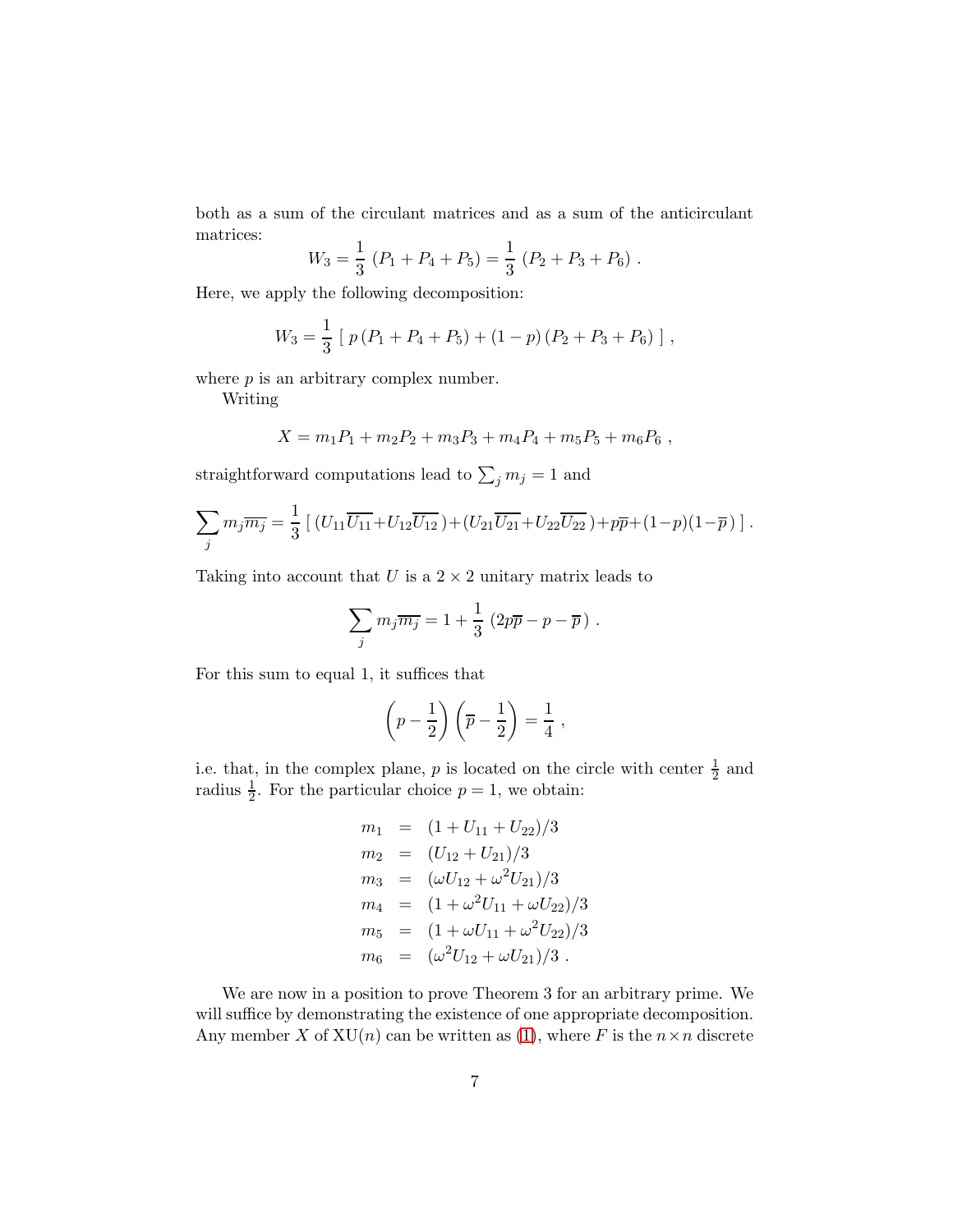both as a sum of the circulant matrices and as a sum of the anticirculant matrices:

$$W_3 = \frac{1}{3}\,(P_1 + P_4 + P_5) = \frac{1}{3}\,(P_2 + P_3 + P_6)\ .$$

Here, we apply the following decomposition:

$$W_3 = \frac{1}{3}\,[\ p\,(P_1 + P_4 + P_5) + (1-p)\,(P_2 + P_3 + P_6)\ ]\ ,$$

where $p$ is an arbitrary complex number.

Writing

$$X = m_1 P_1 + m_2 P_2 + m_3 P_3 + m_4 P_4 + m_5 P_5 + m_6 P_6\ ,$$

straightforward computations lead to $\sum_j m_j = 1$ and

$$\sum_j m_j \overline{m_j} = \frac{1}{3}\,[\ (U_{11}\overline{U_{11}} + U_{12}\overline{U_{12}}\,) + (U_{21}\overline{U_{21}} + U_{22}\overline{U_{22}}\,) + p\overline{p} + (1-p)(1-\overline{p}\,)\ ]\ .$$

Taking into account that $U$ is a $2\times 2$ unitary matrix leads to

$$\sum_j m_j \overline{m_j} = 1 + \frac{1}{3}\,(2p\overline{p} - p - \overline{p}\,)\ .$$

For this sum to equal 1, it suffices that

$$\left(p - \frac{1}{2}\right)\left(\overline{p} - \frac{1}{2}\right) = \frac{1}{4}\ ,$$

i.e. that, in the complex plane, $p$ is located on the circle with center $\frac{1}{2}$ and radius $\frac{1}{2}$. For the particular choice $p = 1$, we obtain:

$$\begin{aligned}
m_1 &= (1 + U_{11} + U_{22})/3 \\
m_2 &= (U_{12} + U_{21})/3 \\
m_3 &= (\omega U_{12} + \omega^2 U_{21})/3 \\
m_4 &= (1 + \omega^2 U_{11} + \omega U_{22})/3 \\
m_5 &= (1 + \omega U_{11} + \omega^2 U_{22})/3 \\
m_6 &= (\omega^2 U_{12} + \omega U_{21})/3\ .
\end{aligned}$$

We are now in a position to prove Theorem 3 for an arbitrary prime. We will suffice by demonstrating the existence of one appropriate decomposition. Any member $X$ of $\mathrm{XU}(n)$ can be written as (1), where $F$ is the $n\times n$ discrete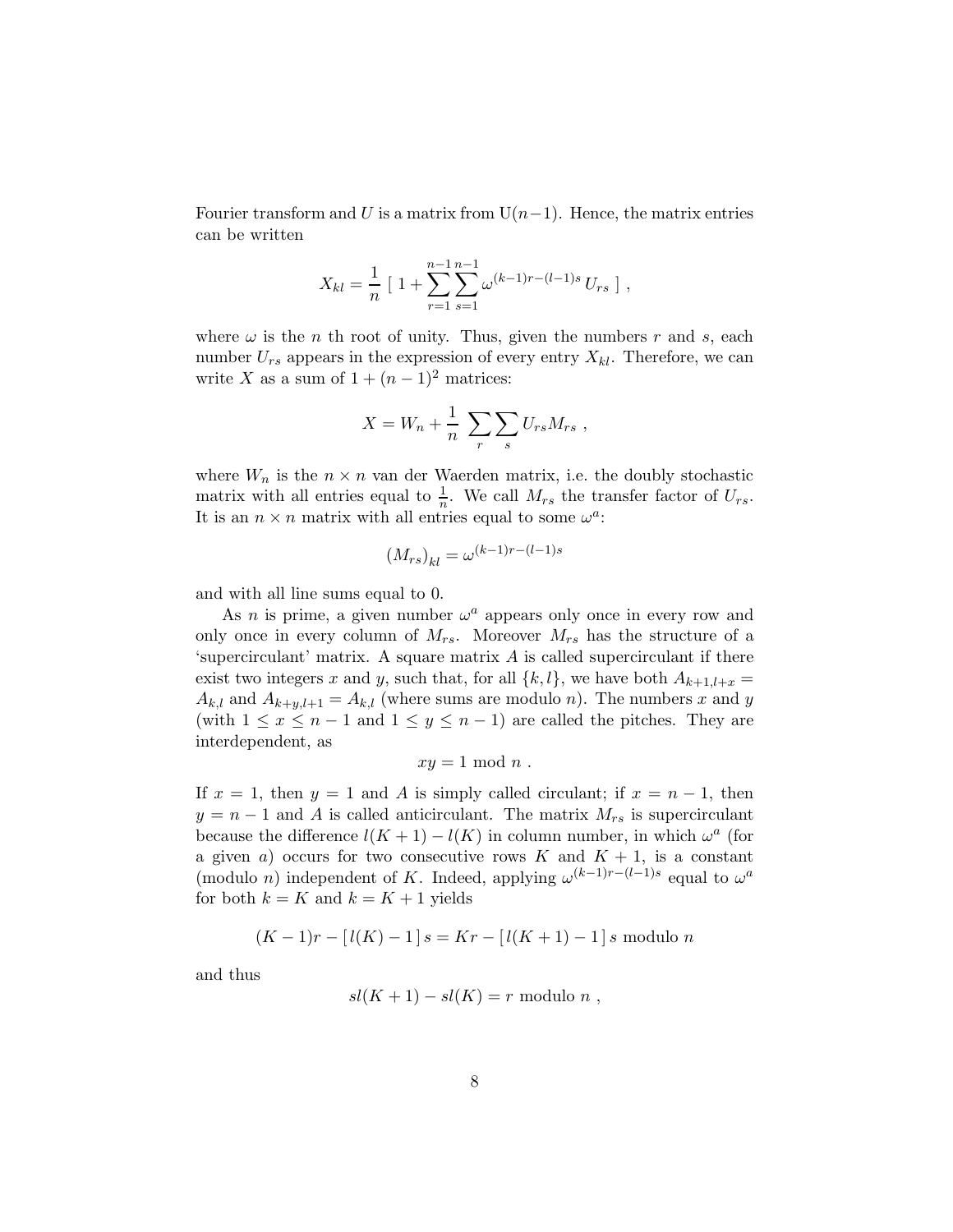Fourier transform and $U$ is a matrix from $\mathrm{U}(n-1)$. Hence, the matrix entries can be written

$$X_{kl} = \frac{1}{n} \left[ \, 1 + \sum_{r=1}^{n-1} \sum_{s=1}^{n-1} \omega^{(k-1)r-(l-1)s} \, U_{rs} \, \right] \, ,$$

where $\omega$ is the $n$ th root of unity. Thus, given the numbers $r$ and $s$, each number $U_{rs}$ appears in the expression of every entry $X_{kl}$. Therefore, we can write $X$ as a sum of $1 + (n-1)^2$ matrices:

$$X = W_n + \frac{1}{n} \sum_r \sum_s U_{rs} M_{rs} \, ,$$

where $W_n$ is the $n \times n$ van der Waerden matrix, i.e. the doubly stochastic matrix with all entries equal to $\frac{1}{n}$. We call $M_{rs}$ the transfer factor of $U_{rs}$. It is an $n \times n$ matrix with all entries equal to some $\omega^a$:

$$\left(M_{rs}\right)_{kl} = \omega^{(k-1)r-(l-1)s}$$

and with all line sums equal to 0.

As $n$ is prime, a given number $\omega^a$ appears only once in every row and only once in every column of $M_{rs}$. Moreover $M_{rs}$ has the structure of a 'supercirculant' matrix. A square matrix $A$ is called supercirculant if there exist two integers $x$ and $y$, such that, for all $\{k, l\}$, we have both $A_{k+1,l+x} = A_{k,l}$ and $A_{k+y,l+1} = A_{k,l}$ (where sums are modulo $n$). The numbers $x$ and $y$ (with $1 \leq x \leq n-1$ and $1 \leq y \leq n-1$) are called the pitches. They are interdependent, as

$$xy = 1 \text{ mod } n \, .$$

If $x = 1$, then $y = 1$ and $A$ is simply called circulant; if $x = n-1$, then $y = n-1$ and $A$ is called anticirculant. The matrix $M_{rs}$ is supercirculant because the difference $l(K+1) - l(K)$ in column number, in which $\omega^a$ (for a given $a$) occurs for two consecutive rows $K$ and $K+1$, is a constant (modulo $n$) independent of $K$. Indeed, applying $\omega^{(k-1)r-(l-1)s}$ equal to $\omega^a$ for both $k = K$ and $k = K+1$ yields

$$(K-1)r - [\, l(K) - 1 \,]\, s = Kr - [\, l(K+1) - 1 \,]\, s \text{ modulo } n$$

and thus

$$s l(K+1) - s l(K) = r \text{ modulo } n \, ,$$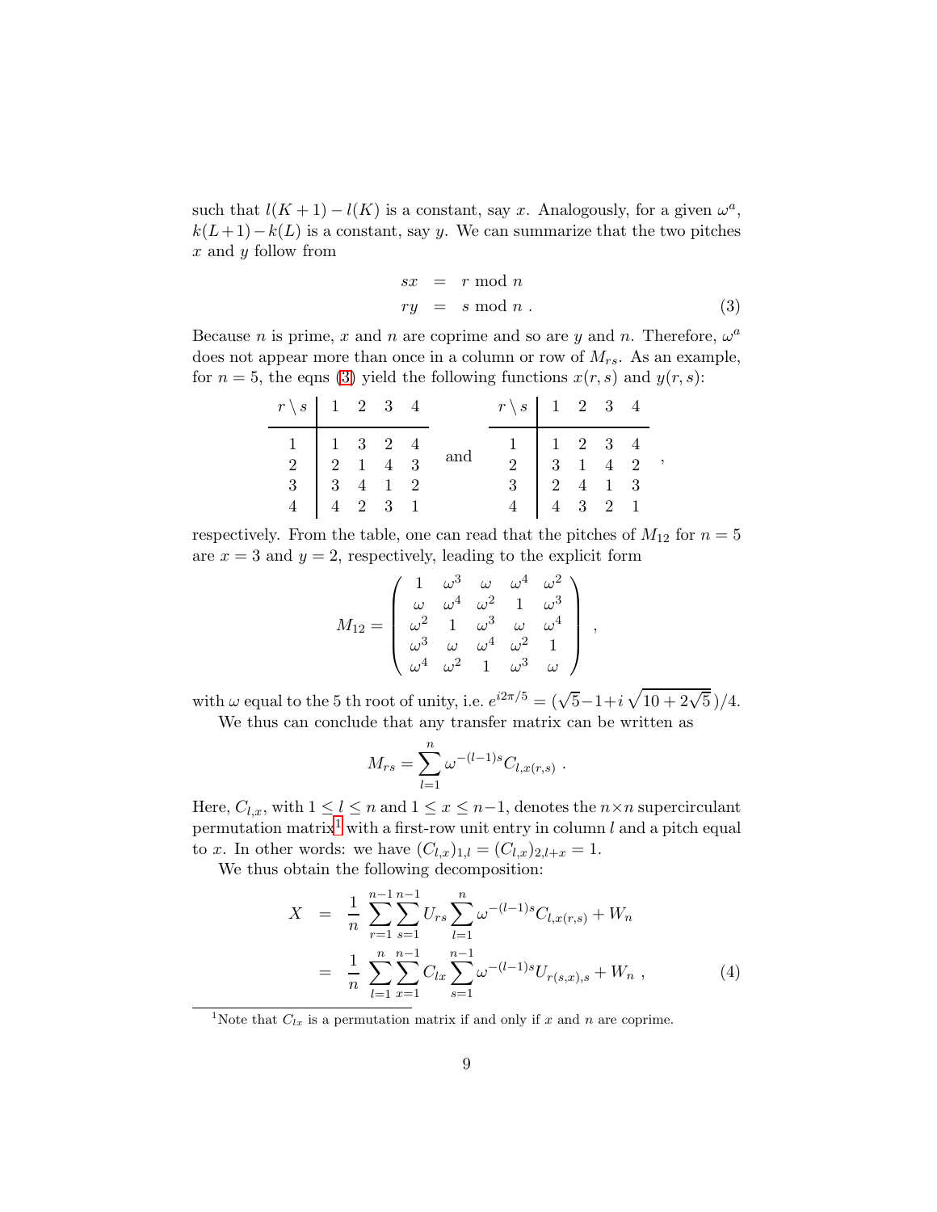such that $l(K+1) - l(K)$ is a constant, say $x$. Analogously, for a given $\omega^a$, $k(L+1) - k(L)$ is a constant, say $y$. We can summarize that the two pitches $x$ and $y$ follow from

$$
\begin{aligned}
sx &= r \bmod n \\
ry &= s \bmod n \, .
\end{aligned}
\tag{3}
$$

Because $n$ is prime, $x$ and $n$ are coprime and so are $y$ and $n$. Therefore, $\omega^a$ does not appear more than once in a column or row of $M_{rs}$. As an example, for $n = 5$, the eqns (3) yield the following functions $x(r,s)$ and $y(r,s)$:

| $r \setminus s$ | 1 | 2 | 3 | 4 |
|---|---|---|---|---|
| 1 | 1 | 3 | 2 | 4 |
| 2 | 2 | 1 | 4 | 3 |
| 3 | 3 | 4 | 1 | 2 |
| 4 | 4 | 2 | 3 | 1 |

and

| $r \setminus s$ | 1 | 2 | 3 | 4 |
|---|---|---|---|---|
| 1 | 1 | 2 | 3 | 4 |
| 2 | 3 | 1 | 4 | 2 |
| 3 | 2 | 4 | 1 | 3 |
| 4 | 4 | 3 | 2 | 1 |

respectively. From the table, one can read that the pitches of $M_{12}$ for $n = 5$ are $x = 3$ and $y = 2$, respectively, leading to the explicit form

$$
M_{12} = \begin{pmatrix}
1 & \omega^3 & \omega & \omega^4 & \omega^2 \\
\omega & \omega^4 & \omega^2 & 1 & \omega^3 \\
\omega^2 & 1 & \omega^3 & \omega & \omega^4 \\
\omega^3 & \omega & \omega^4 & \omega^2 & 1 \\
\omega^4 & \omega^2 & 1 & \omega^3 & \omega
\end{pmatrix} \, ,
$$

with $\omega$ equal to the 5 th root of unity, i.e. $e^{i2\pi/5} = (\sqrt{5} - 1 + i\,\sqrt{10 + 2\sqrt{5}}\,)/4$.

We thus can conclude that any transfer matrix can be written as

$$
M_{rs} = \sum_{l=1}^{n} \omega^{-(l-1)s} C_{l,x(r,s)} \, .
$$

Here, $C_{l,x}$, with $1 \leq l \leq n$ and $1 \leq x \leq n-1$, denotes the $n \times n$ supercirculant permutation matrix[1] with a first-row unit entry in column $l$ and a pitch equal to $x$. In other words: we have $(C_{l,x})_{1,l} = (C_{l,x})_{2,l+x} = 1$.

We thus obtain the following decomposition:

$$
\begin{aligned}
X &= \frac{1}{n} \sum_{r=1}^{n-1} \sum_{s=1}^{n-1} U_{rs} \sum_{l=1}^{n} \omega^{-(l-1)s} C_{l,x(r,s)} + W_n \\
&= \frac{1}{n} \sum_{l=1}^{n} \sum_{x=1}^{n-1} C_{lx} \sum_{s=1}^{n-1} \omega^{-(l-1)s} U_{r(s,x),s} + W_n \, ,
\end{aligned}
\tag{4}
$$

[1] Note that $C_{lx}$ is a permutation matrix if and only if $x$ and $n$ are coprime.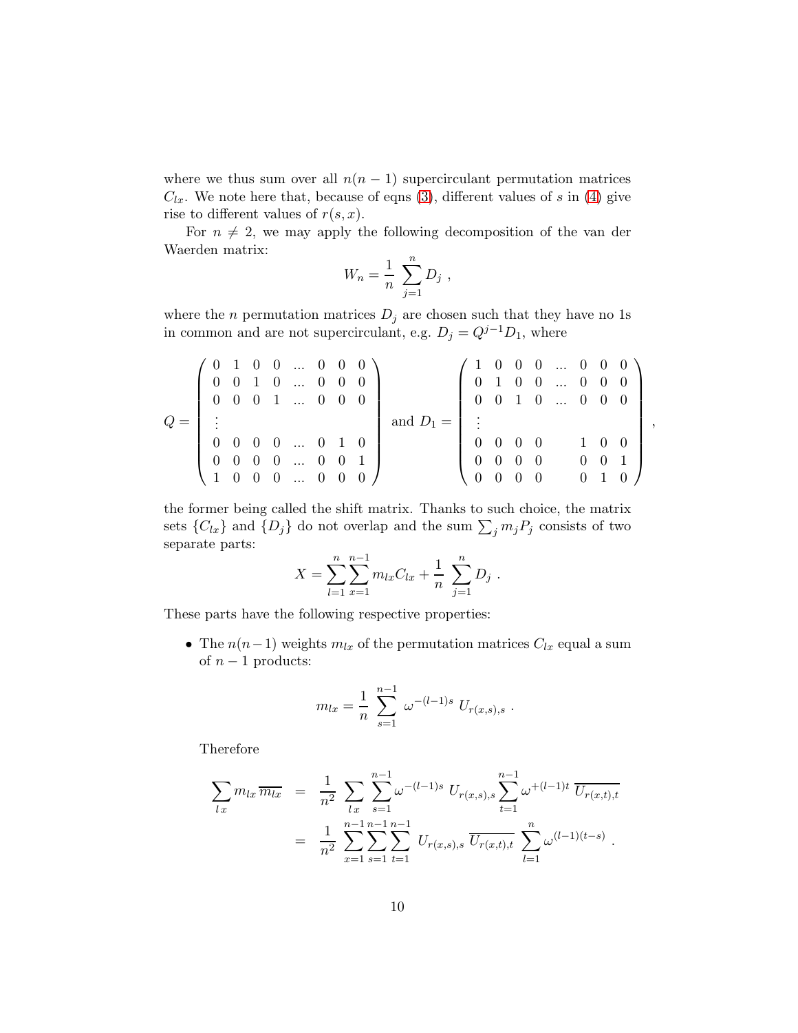where we thus sum over all $n(n-1)$ supercirculant permutation matrices $C_{lx}$. We note here that, because of eqns (3), different values of $s$ in (4) give rise to different values of $r(s,x)$.

For $n \neq 2$, we may apply the following decomposition of the van der Waerden matrix:

$$W_n = \frac{1}{n} \sum_{j=1}^{n} D_j \ ,$$

where the $n$ permutation matrices $D_j$ are chosen such that they have no 1s in common and are not supercirculant, e.g. $D_j = Q^{j-1} D_1$, where

$$Q = \left( \begin{array}{cccccccc} 0 & 1 & 0 & 0 & ... & 0 & 0 & 0 \\ 0 & 0 & 1 & 0 & ... & 0 & 0 & 0 \\ 0 & 0 & 0 & 1 & ... & 0 & 0 & 0 \\ \vdots & & & & & & & \\ 0 & 0 & 0 & 0 & ... & 0 & 1 & 0 \\ 0 & 0 & 0 & 0 & ... & 0 & 0 & 1 \\ 1 & 0 & 0 & 0 & ... & 0 & 0 & 0 \end{array} \right) \text{ and } D_1 = \left( \begin{array}{cccccccc} 1 & 0 & 0 & 0 & ... & 0 & 0 & 0 \\ 0 & 1 & 0 & 0 & ... & 0 & 0 & 0 \\ 0 & 0 & 1 & 0 & ... & 0 & 0 & 0 \\ \vdots & & & & & & & \\ 0 & 0 & 0 & 0 & & 1 & 0 & 0 \\ 0 & 0 & 0 & 0 & & 0 & 0 & 1 \\ 0 & 0 & 0 & 0 & & 0 & 1 & 0 \end{array} \right) ,$$

the former being called the shift matrix. Thanks to such choice, the matrix sets $\{C_{lx}\}$ and $\{D_j\}$ do not overlap and the sum $\sum_j m_j P_j$ consists of two separate parts:

$$X = \sum_{l=1}^{n} \sum_{x=1}^{n-1} m_{lx} C_{lx} + \frac{1}{n} \sum_{j=1}^{n} D_j \ .$$

These parts have the following respective properties:

- The $n(n-1)$ weights $m_{lx}$ of the permutation matrices $C_{lx}$ equal a sum of $n-1$ products:

  $$m_{lx} = \frac{1}{n} \sum_{s=1}^{n-1} \omega^{-(l-1)s} \ U_{r(x,s),s} \ .$$

  Therefore

  $$\begin{aligned} \sum_{l\,x} m_{lx} \, \overline{m_{lx}} &= \frac{1}{n^2} \sum_{l\,x} \sum_{s=1}^{n-1} \omega^{-(l-1)s} \ U_{r(x,s),s} \sum_{t=1}^{n-1} \omega^{+(l-1)t} \ \overline{U_{r(x,t),t}} \\ &= \frac{1}{n^2} \sum_{x=1}^{n-1} \sum_{s=1}^{n-1} \sum_{t=1}^{n-1} U_{r(x,s),s} \ \overline{U_{r(x,t),t}} \ \sum_{l=1}^{n} \omega^{(l-1)(t-s)} \ . \end{aligned}$$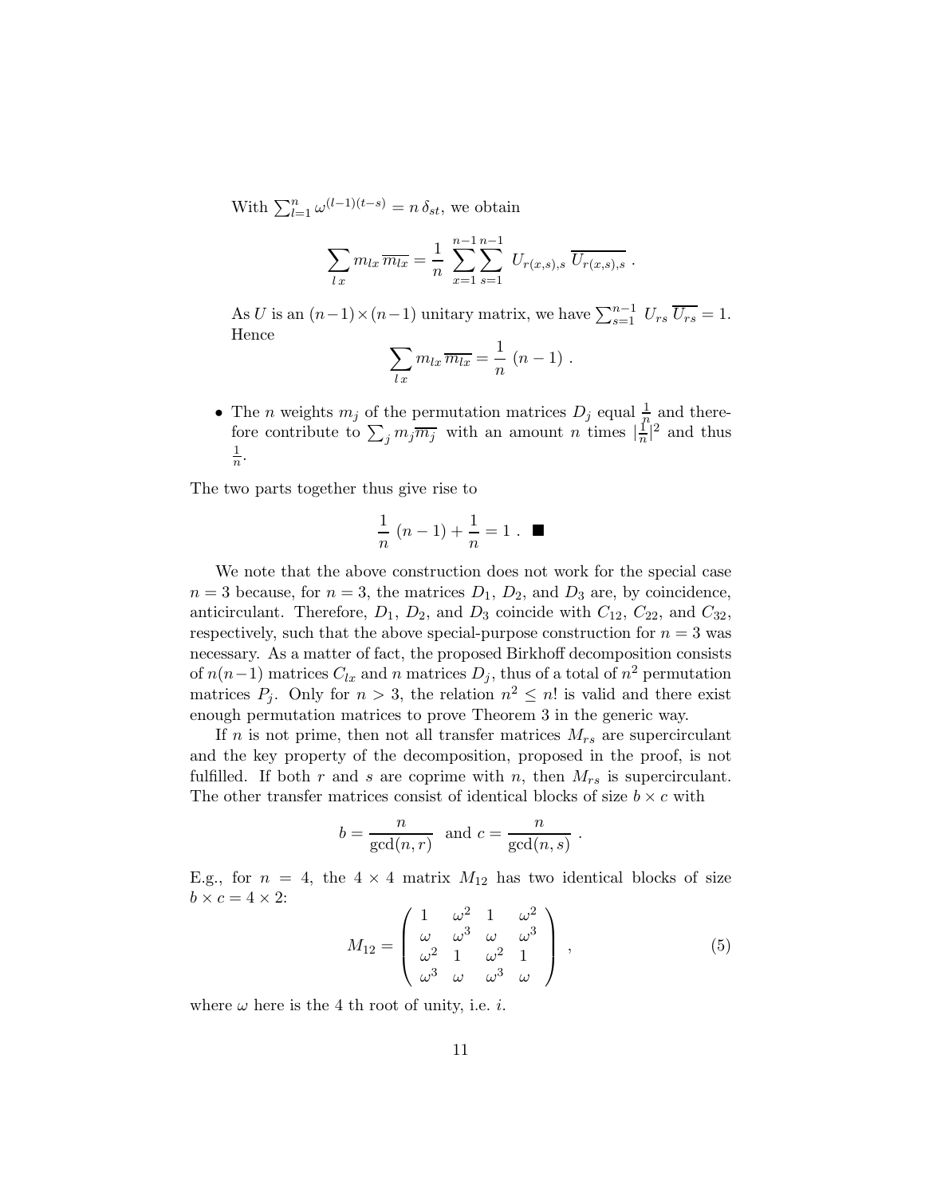With $\sum_{l=1}^{n} \omega^{(l-1)(t-s)} = n\,\delta_{st}$, we obtain

$$\sum_{l\,x} m_{lx}\,\overline{m_{lx}} = \frac{1}{n}\ \sum_{x=1}^{n-1}\sum_{s=1}^{n-1}\ U_{r(x,s),s}\ \overline{U_{r(x,s),s}}\ .$$

As $U$ is an $(n-1)\times(n-1)$ unitary matrix, we have $\sum_{s=1}^{n-1}\ U_{rs}\ \overline{U_{rs}} = 1$. Hence

$$\sum_{l\,x} m_{lx}\,\overline{m_{lx}} = \frac{1}{n}\ (n-1)\ .$$

- The $n$ weights $m_j$ of the permutation matrices $D_j$ equal $\frac{1}{n}$ and therefore contribute to $\sum_j m_j\overline{m_j}$ with an amount $n$ times $|\frac{1}{n}|^2$ and thus $\frac{1}{n}$.

The two parts together thus give rise to

$$\frac{1}{n}\ (n-1) + \frac{1}{n} = 1\ .\ \blacksquare$$

We note that the above construction does not work for the special case $n=3$ because, for $n=3$, the matrices $D_1$, $D_2$, and $D_3$ are, by coincidence, anticirculant. Therefore, $D_1$, $D_2$, and $D_3$ coincide with $C_{12}$, $C_{22}$, and $C_{32}$, respectively, such that the above special-purpose construction for $n=3$ was necessary. As a matter of fact, the proposed Birkhoff decomposition consists of $n(n-1)$ matrices $C_{lx}$ and $n$ matrices $D_j$, thus of a total of $n^2$ permutation matrices $P_j$. Only for $n>3$, the relation $n^2 \leq n!$ is valid and there exist enough permutation matrices to prove Theorem 3 in the generic way.

If $n$ is not prime, then not all transfer matrices $M_{rs}$ are supercirculant and the key property of the decomposition, proposed in the proof, is not fulfilled. If both $r$ and $s$ are coprime with $n$, then $M_{rs}$ is supercirculant. The other transfer matrices consist of identical blocks of size $b\times c$ with

$$b = \frac{n}{\gcd(n,r)}\ \text{ and } c = \frac{n}{\gcd(n,s)}\ .$$

E.g., for $n=4$, the $4\times 4$ matrix $M_{12}$ has two identical blocks of size $b\times c = 4\times 2$:

$$M_{12} = \left(\begin{array}{cccc} 1 & \omega^2 & 1 & \omega^2 \\ \omega & \omega^3 & \omega & \omega^3 \\ \omega^2 & 1 & \omega^2 & 1 \\ \omega^3 & \omega & \omega^3 & \omega \end{array}\right)\ , \qquad (5)$$

where $\omega$ here is the 4 th root of unity, i.e. $i$.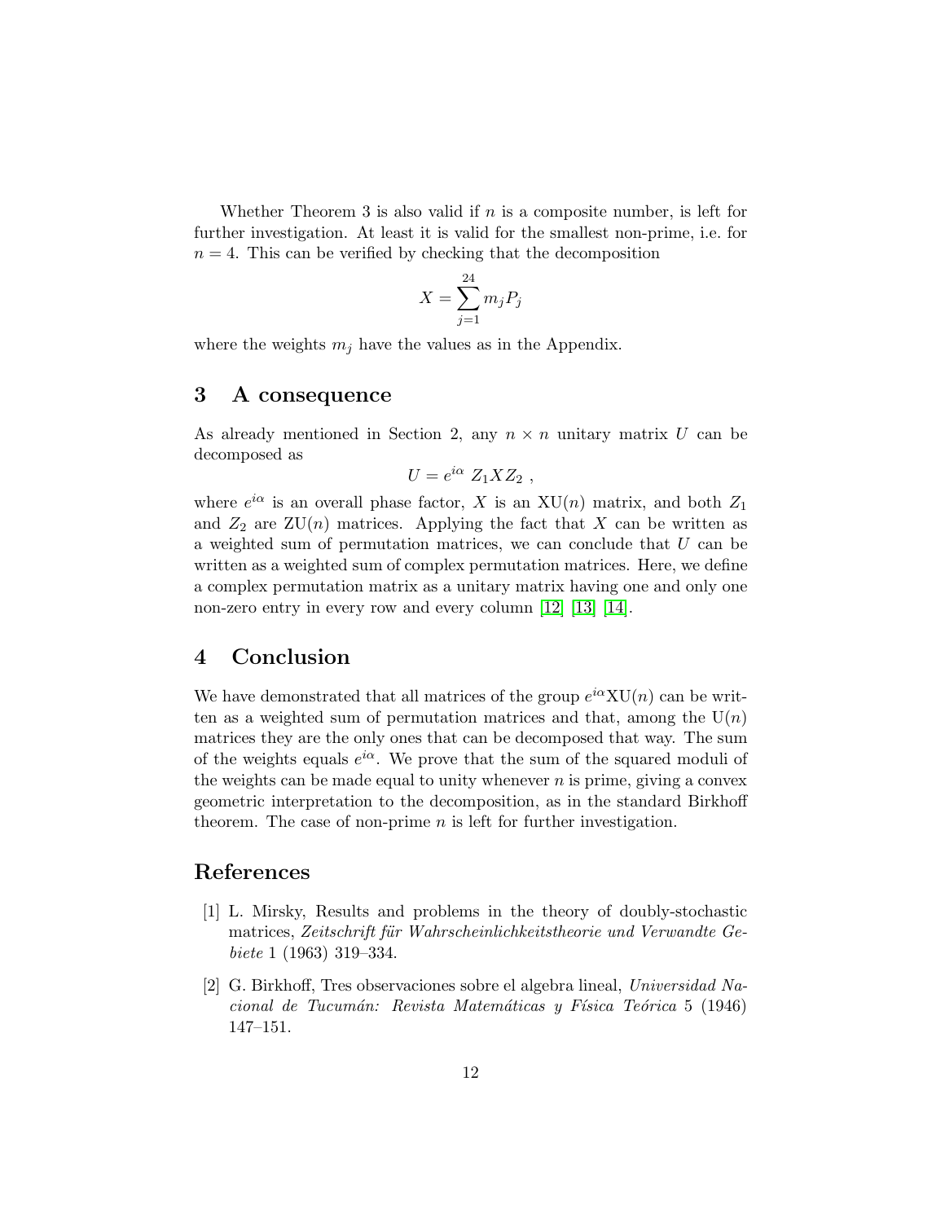Whether Theorem 3 is also valid if $n$ is a composite number, is left for further investigation. At least it is valid for the smallest non-prime, i.e. for $n = 4$. This can be verified by checking that the decomposition

$$X = \sum_{j=1}^{24} m_j P_j$$

where the weights $m_j$ have the values as in the Appendix.

## 3 A consequence

As already mentioned in Section 2, any $n \times n$ unitary matrix $U$ can be decomposed as

$$U = e^{i\alpha} \; Z_1 X Z_2 \; ,$$

where $e^{i\alpha}$ is an overall phase factor, $X$ is an $\mathrm{XU}(n)$ matrix, and both $Z_1$ and $Z_2$ are $\mathrm{ZU}(n)$ matrices. Applying the fact that $X$ can be written as a weighted sum of permutation matrices, we can conclude that $U$ can be written as a weighted sum of complex permutation matrices. Here, we define a complex permutation matrix as a unitary matrix having one and only one non-zero entry in every row and every column [12] [13] [14].

## 4 Conclusion

We have demonstrated that all matrices of the group $e^{i\alpha}\mathrm{XU}(n)$ can be written as a weighted sum of permutation matrices and that, among the $\mathrm{U}(n)$ matrices they are the only ones that can be decomposed that way. The sum of the weights equals $e^{i\alpha}$. We prove that the sum of the squared moduli of the weights can be made equal to unity whenever $n$ is prime, giving a convex geometric interpretation to the decomposition, as in the standard Birkhoff theorem. The case of non-prime $n$ is left for further investigation.

## References

[1] L. Mirsky, Results and problems in the theory of doubly-stochastic matrices, *Zeitschrift für Wahrscheinlichkeitstheorie und Verwandte Gebiete* 1 (1963) 319–334.

[2] G. Birkhoff, Tres observaciones sobre el algebra lineal, *Universidad Nacional de Tucumán: Revista Matemáticas y Física Teórica* 5 (1946) 147–151.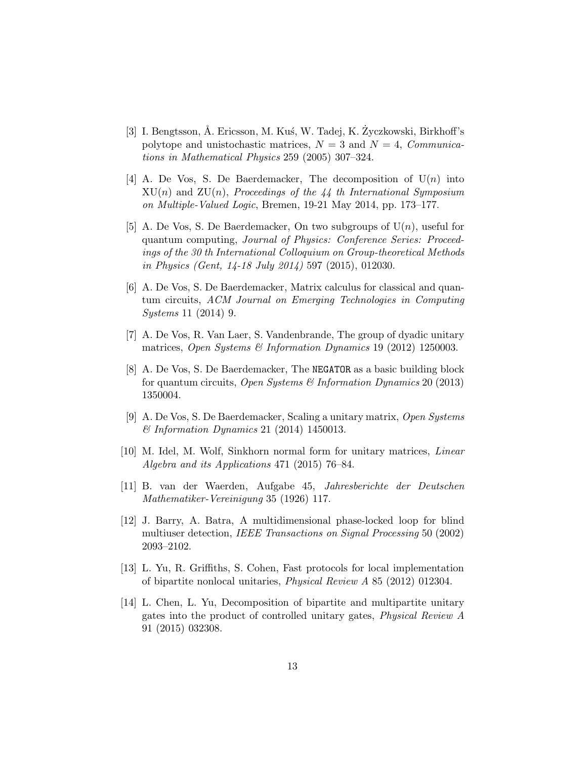[3] I. Bengtsson, Å. Ericsson, M. Kuś, W. Tadej, K. Życzkowski, Birkhoff's polytope and unistochastic matrices, $N = 3$ and $N = 4$, *Communications in Mathematical Physics* 259 (2005) 307–324.

[4] A. De Vos, S. De Baerdemacker, The decomposition of $\mathrm{U}(n)$ into $\mathrm{XU}(n)$ and $\mathrm{ZU}(n)$, *Proceedings of the 44 th International Symposium on Multiple-Valued Logic*, Bremen, 19-21 May 2014, pp. 173–177.

[5] A. De Vos, S. De Baerdemacker, On two subgroups of $\mathrm{U}(n)$, useful for quantum computing, *Journal of Physics: Conference Series: Proceedings of the 30 th International Colloquium on Group-theoretical Methods in Physics (Gent, 14-18 July 2014)* 597 (2015), 012030.

[6] A. De Vos, S. De Baerdemacker, Matrix calculus for classical and quantum circuits, *ACM Journal on Emerging Technologies in Computing Systems* 11 (2014) 9.

[7] A. De Vos, R. Van Laer, S. Vandenbrande, The group of dyadic unitary matrices, *Open Systems & Information Dynamics* 19 (2012) 1250003.

[8] A. De Vos, S. De Baerdemacker, The `NEGATOR` as a basic building block for quantum circuits, *Open Systems & Information Dynamics* 20 (2013) 1350004.

[9] A. De Vos, S. De Baerdemacker, Scaling a unitary matrix, *Open Systems & Information Dynamics* 21 (2014) 1450013.

[10] M. Idel, M. Wolf, Sinkhorn normal form for unitary matrices, *Linear Algebra and its Applications* 471 (2015) 76–84.

[11] B. van der Waerden, Aufgabe 45, *Jahresberichte der Deutschen Mathematiker-Vereinigung* 35 (1926) 117.

[12] J. Barry, A. Batra, A multidimensional phase-locked loop for blind multiuser detection, *IEEE Transactions on Signal Processing* 50 (2002) 2093–2102.

[13] L. Yu, R. Griffiths, S. Cohen, Fast protocols for local implementation of bipartite nonlocal unitaries, *Physical Review A* 85 (2012) 012304.

[14] L. Chen, L. Yu, Decomposition of bipartite and multipartite unitary gates into the product of controlled unitary gates, *Physical Review A* 91 (2015) 032308.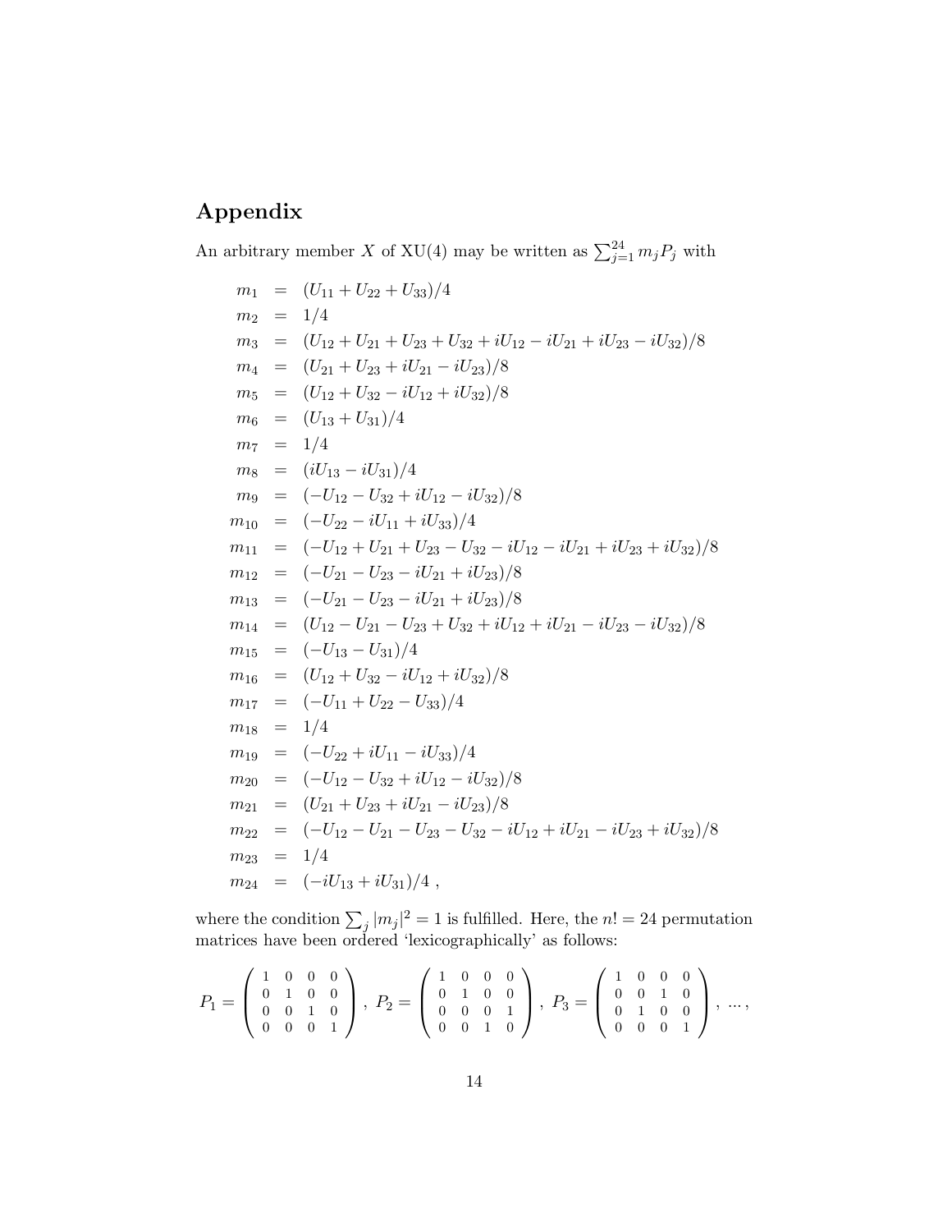## Appendix

An arbitrary member $X$ of XU(4) may be written as $\sum_{j=1}^{24} m_j P_j$ with

$$
\begin{aligned}
m_1 &= (U_{11} + U_{22} + U_{33})/4 \\
m_2 &= 1/4 \\
m_3 &= (U_{12} + U_{21} + U_{23} + U_{32} + iU_{12} - iU_{21} + iU_{23} - iU_{32})/8 \\
m_4 &= (U_{21} + U_{23} + iU_{21} - iU_{23})/8 \\
m_5 &= (U_{12} + U_{32} - iU_{12} + iU_{32})/8 \\
m_6 &= (U_{13} + U_{31})/4 \\
m_7 &= 1/4 \\
m_8 &= (iU_{13} - iU_{31})/4 \\
m_9 &= (-U_{12} - U_{32} + iU_{12} - iU_{32})/8 \\
m_{10} &= (-U_{22} - iU_{11} + iU_{33})/4 \\
m_{11} &= (-U_{12} + U_{21} + U_{23} - U_{32} - iU_{12} - iU_{21} + iU_{23} + iU_{32})/8 \\
m_{12} &= (-U_{21} - U_{23} - iU_{21} + iU_{23})/8 \\
m_{13} &= (-U_{21} - U_{23} - iU_{21} + iU_{23})/8 \\
m_{14} &= (U_{12} - U_{21} - U_{23} + U_{32} + iU_{12} + iU_{21} - iU_{23} - iU_{32})/8 \\
m_{15} &= (-U_{13} - U_{31})/4 \\
m_{16} &= (U_{12} + U_{32} - iU_{12} + iU_{32})/8 \\
m_{17} &= (-U_{11} + U_{22} - U_{33})/4 \\
m_{18} &= 1/4 \\
m_{19} &= (-U_{22} + iU_{11} - iU_{33})/4 \\
m_{20} &= (-U_{12} - U_{32} + iU_{12} - iU_{32})/8 \\
m_{21} &= (U_{21} + U_{23} + iU_{21} - iU_{23})/8 \\
m_{22} &= (-U_{12} - U_{21} - U_{23} - U_{32} - iU_{12} + iU_{21} - iU_{23} + iU_{32})/8 \\
m_{23} &= 1/4 \\
m_{24} &= (-iU_{13} + iU_{31})/4 \ ,
\end{aligned}
$$

where the condition $\sum_j |m_j|^2 = 1$ is fulfilled. Here, the $n! = 24$ permutation matrices have been ordered 'lexicographically' as follows:

$$
P_1 = \begin{pmatrix} 1 & 0 & 0 & 0 \\ 0 & 1 & 0 & 0 \\ 0 & 0 & 1 & 0 \\ 0 & 0 & 0 & 1 \end{pmatrix} , \ P_2 = \begin{pmatrix} 1 & 0 & 0 & 0 \\ 0 & 1 & 0 & 0 \\ 0 & 0 & 0 & 1 \\ 0 & 0 & 1 & 0 \end{pmatrix} , \ P_3 = \begin{pmatrix} 1 & 0 & 0 & 0 \\ 0 & 0 & 1 & 0 \\ 0 & 1 & 0 & 0 \\ 0 & 0 & 0 & 1 \end{pmatrix} , \ ... ,
$$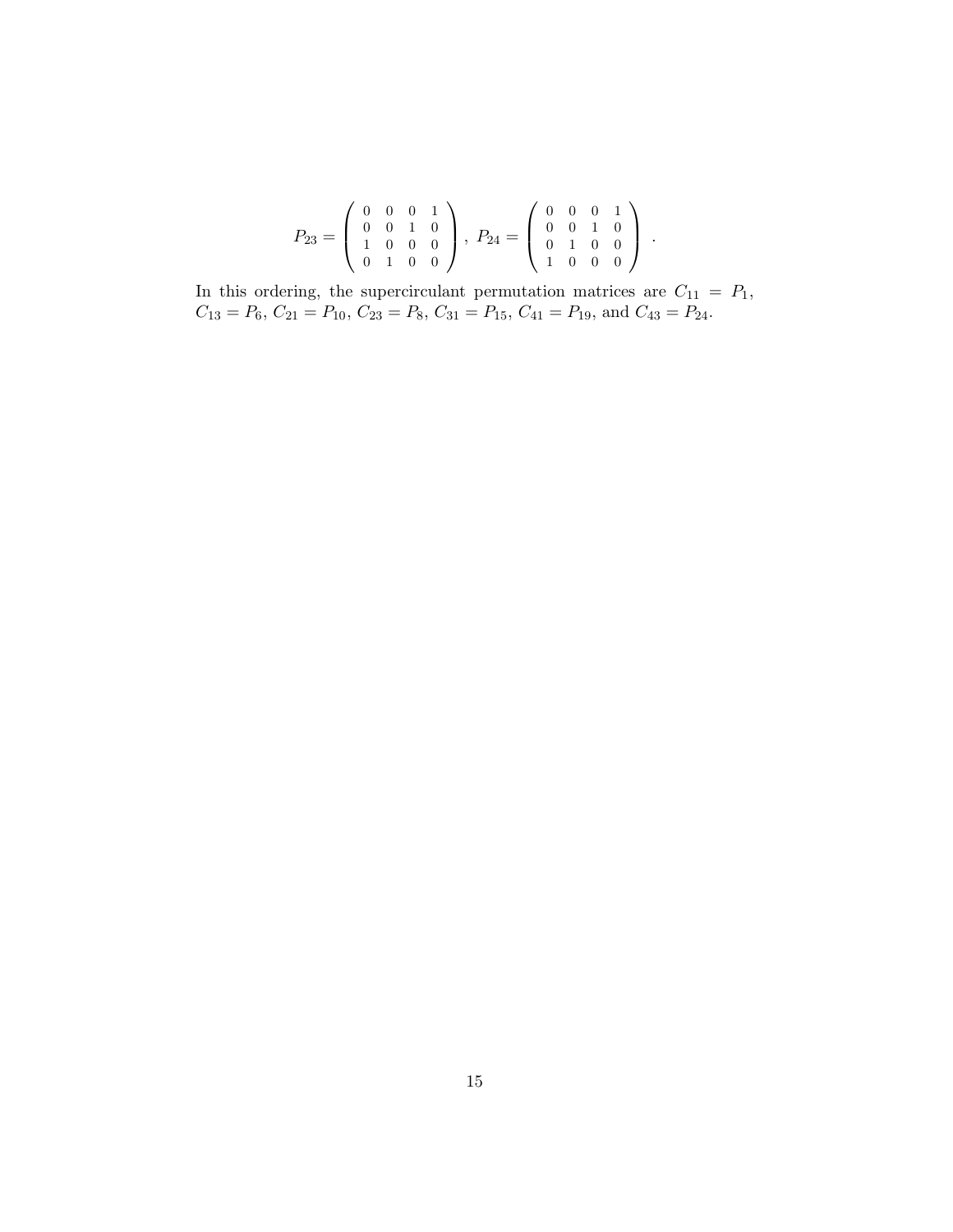$$P_{23} = \begin{pmatrix} 0 & 0 & 0 & 1 \\ 0 & 0 & 1 & 0 \\ 1 & 0 & 0 & 0 \\ 0 & 1 & 0 & 0 \end{pmatrix},\ P_{24} = \begin{pmatrix} 0 & 0 & 0 & 1 \\ 0 & 0 & 1 & 0 \\ 0 & 1 & 0 & 0 \\ 1 & 0 & 0 & 0 \end{pmatrix}\ .$$

In this ordering, the supercirculant permutation matrices are $C_{11} = P_1$, $C_{13} = P_6$, $C_{21} = P_{10}$, $C_{23} = P_8$, $C_{31} = P_{15}$, $C_{41} = P_{19}$, and $C_{43} = P_{24}$.